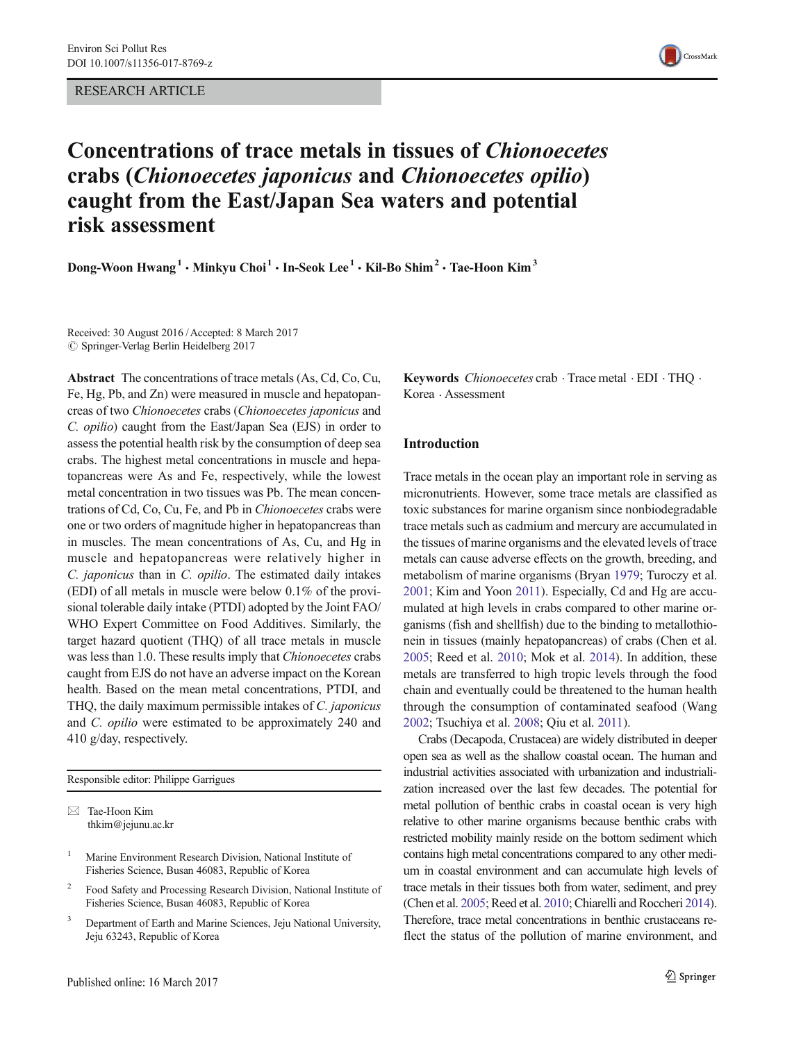RESEARCH ARTICLE

# Concentrations of trace metals in tissues of *Chionoecetes* crabs (*Chionoecetes japonicus* and *Chionoecetes opilio*) caught from the East/Japan Sea waters and potential risk assessment

**Dong-Woon Hwang**[1] **· Minkyu Choi**[1] **· In-Seok Lee**[1] **· Kil-Bo Shim**[2] **· Tae-Hoon Kim**[3]

Received: 30 August 2016 / Accepted: 8 March 2017
© Springer-Verlag Berlin Heidelberg 2017

**Abstract** The concentrations of trace metals (As, Cd, Co, Cu, Fe, Hg, Pb, and Zn) were measured in muscle and hepatopancreas of two *Chionoecetes* crabs (*Chionoecetes japonicus* and *C. opilio*) caught from the East/Japan Sea (EJS) in order to assess the potential health risk by the consumption of deep sea crabs. The highest metal concentrations in muscle and hepatopancreas were As and Fe, respectively, while the lowest metal concentration in two tissues was Pb. The mean concentrations of Cd, Co, Cu, Fe, and Pb in *Chionoecetes* crabs were one or two orders of magnitude higher in hepatopancreas than in muscles. The mean concentrations of As, Cu, and Hg in muscle and hepatopancreas were relatively higher in *C. japonicus* than in *C. opilio*. The estimated daily intakes (EDI) of all metals in muscle were below 0.1% of the provisional tolerable daily intake (PTDI) adopted by the Joint FAO/WHO Expert Committee on Food Additives. Similarly, the target hazard quotient (THQ) of all trace metals in muscle was less than 1.0. These results imply that *Chionoecetes* crabs caught from EJS do not have an adverse impact on the Korean health. Based on the mean metal concentrations, PTDI, and THQ, the daily maximum permissible intakes of *C. japonicus* and *C. opilio* were estimated to be approximately 240 and 410 g/day, respectively.

Responsible editor: Philippe Garrigues

✉ Tae-Hoon Kim
thkim@jejunu.ac.kr

[1] Marine Environment Research Division, National Institute of Fisheries Science, Busan 46083, Republic of Korea

[2] Food Safety and Processing Research Division, National Institute of Fisheries Science, Busan 46083, Republic of Korea

[3] Department of Earth and Marine Sciences, Jeju National University, Jeju 63243, Republic of Korea

**Keywords** *Chionoecetes* crab · Trace metal · EDI · THQ · Korea · Assessment

## Introduction

Trace metals in the ocean play an important role in serving as micronutrients. However, some trace metals are classified as toxic substances for marine organism since nonbiodegradable trace metals such as cadmium and mercury are accumulated in the tissues of marine organisms and the elevated levels of trace metals can cause adverse effects on the growth, breeding, and metabolism of marine organisms (Bryan 1979; Turoczy et al. 2001; Kim and Yoon 2011). Especially, Cd and Hg are accumulated at high levels in crabs compared to other marine organisms (fish and shellfish) due to the binding to metallothionein in tissues (mainly hepatopancreas) of crabs (Chen et al. 2005; Reed et al. 2010; Mok et al. 2014). In addition, these metals are transferred to high tropic levels through the food chain and eventually could be threatened to the human health through the consumption of contaminated seafood (Wang 2002; Tsuchiya et al. 2008; Qiu et al. 2011).

Crabs (Decapoda, Crustacea) are widely distributed in deeper open sea as well as the shallow coastal ocean. The human and industrial activities associated with urbanization and industrialization increased over the last few decades. The potential for metal pollution of benthic crabs in coastal ocean is very high relative to other marine organisms because benthic crabs with restricted mobility mainly reside on the bottom sediment which contains high metal concentrations compared to any other medium in coastal environment and can accumulate high levels of trace metals in their tissues both from water, sediment, and prey (Chen et al. 2005; Reed et al. 2010; Chiarelli and Roccheri 2014). Therefore, trace metal concentrations in benthic crustaceans reflect the status of the pollution of marine environment, and

Published online: 16 March 2017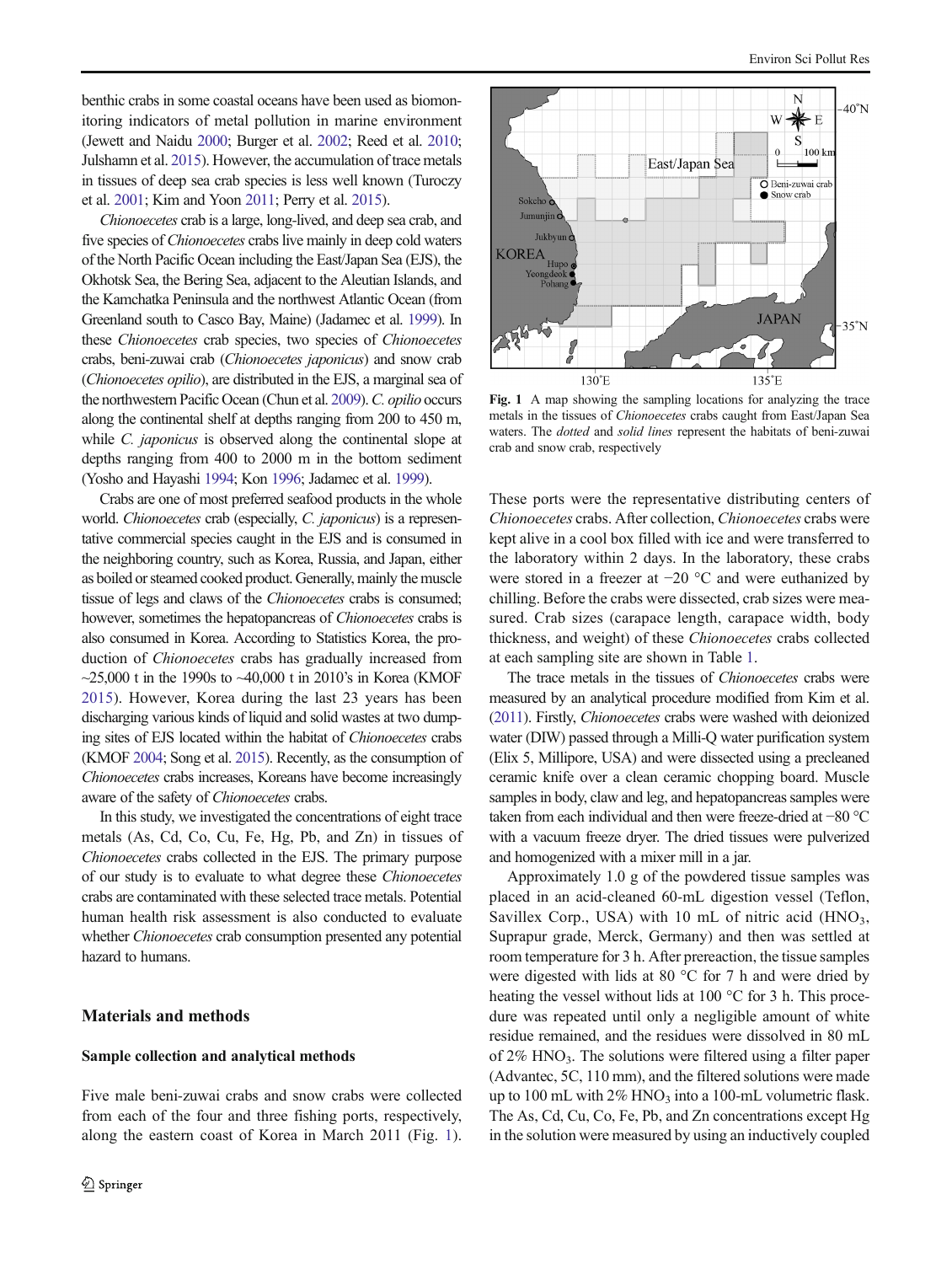benthic crabs in some coastal oceans have been used as biomonitoring indicators of metal pollution in marine environment (Jewett and Naidu 2000; Burger et al. 2002; Reed et al. 2010; Julshamn et al. 2015). However, the accumulation of trace metals in tissues of deep sea crab species is less well known (Turoczy et al. 2001; Kim and Yoon 2011; Perry et al. 2015).

*Chionoecetes* crab is a large, long-lived, and deep sea crab, and five species of *Chionoecetes* crabs live mainly in deep cold waters of the North Pacific Ocean including the East/Japan Sea (EJS), the Okhotsk Sea, the Bering Sea, adjacent to the Aleutian Islands, and the Kamchatka Peninsula and the northwest Atlantic Ocean (from Greenland south to Casco Bay, Maine) (Jadamec et al. 1999). In these *Chionoecetes* crab species, two species of *Chionoecetes* crabs, beni-zuwai crab (*Chionoecetes japonicus*) and snow crab (*Chionoecetes opilio*), are distributed in the EJS, a marginal sea of the northwestern Pacific Ocean (Chun et al. 2009). *C. opilio* occurs along the continental shelf at depths ranging from 200 to 450 m, while *C. japonicus* is observed along the continental slope at depths ranging from 400 to 2000 m in the bottom sediment (Yosho and Hayashi 1994; Kon 1996; Jadamec et al. 1999).

Crabs are one of most preferred seafood products in the whole world. *Chionoecetes* crab (especially, *C. japonicus*) is a representative commercial species caught in the EJS and is consumed in the neighboring country, such as Korea, Russia, and Japan, either as boiled or steamed cooked product. Generally, mainly the muscle tissue of legs and claws of the *Chionoecetes* crabs is consumed; however, sometimes the hepatopancreas of *Chionoecetes* crabs is also consumed in Korea. According to Statistics Korea, the production of *Chionoecetes* crabs has gradually increased from ~25,000 t in the 1990s to ~40,000 t in 2010's in Korea (KMOF 2015). However, Korea during the last 23 years has been discharging various kinds of liquid and solid wastes at two dumping sites of EJS located within the habitat of *Chionoecetes* crabs (KMOF 2004; Song et al. 2015). Recently, as the consumption of *Chionoecetes* crabs increases, Koreans have become increasingly aware of the safety of *Chionoecetes* crabs.

In this study, we investigated the concentrations of eight trace metals (As, Cd, Co, Cu, Fe, Hg, Pb, and Zn) in tissues of *Chionoecetes* crabs collected in the EJS. The primary purpose of our study is to evaluate to what degree these *Chionoecetes* crabs are contaminated with these selected trace metals. Potential human health risk assessment is also conducted to evaluate whether *Chionoecetes* crab consumption presented any potential hazard to humans.

## Materials and methods

### Sample collection and analytical methods

Five male beni-zuwai crabs and snow crabs were collected from each of the four and three fishing ports, respectively, along the eastern coast of Korea in March 2011 (Fig. 1). These ports were the representative distributing centers of *Chionoecetes* crabs. After collection, *Chionoecetes* crabs were kept alive in a cool box filled with ice and were transferred to the laboratory within 2 days. In the laboratory, these crabs were stored in a freezer at −20 °C and were euthanized by chilling. Before the crabs were dissected, crab sizes were measured. Crab sizes (carapace length, carapace width, body thickness, and weight) of these *Chionoecetes* crabs collected at each sampling site are shown in Table 1.

**Fig. 1** A map showing the sampling locations for analyzing the trace metals in the tissues of *Chionoecetes* crabs caught from East/Japan Sea waters. The *dotted* and *solid lines* represent the habitats of beni-zuwai crab and snow crab, respectively

The trace metals in the tissues of *Chionoecetes* crabs were measured by an analytical procedure modified from Kim et al. (2011). Firstly, *Chionoecetes* crabs were washed with deionized water (DIW) passed through a Milli-Q water purification system (Elix 5, Millipore, USA) and were dissected using a precleaned ceramic knife over a clean ceramic chopping board. Muscle samples in body, claw and leg, and hepatopancreas samples were taken from each individual and then were freeze-dried at −80 °C with a vacuum freeze dryer. The dried tissues were pulverized and homogenized with a mixer mill in a jar.

Approximately 1.0 g of the powdered tissue samples was placed in an acid-cleaned 60-mL digestion vessel (Teflon, Savillex Corp., USA) with 10 mL of nitric acid ($HNO_3$, Suprapur grade, Merck, Germany) and then was settled at room temperature for 3 h. After prereaction, the tissue samples were digested with lids at 80 °C for 7 h and were dried by heating the vessel without lids at 100 °C for 3 h. This procedure was repeated until only a negligible amount of white residue remained, and the residues were dissolved in 80 mL of 2% $HNO_3$. The solutions were filtered using a filter paper (Advantec, 5C, 110 mm), and the filtered solutions were made up to 100 mL with 2% $HNO_3$ into a 100-mL volumetric flask. The As, Cd, Cu, Co, Fe, Pb, and Zn concentrations except Hg in the solution were measured by using an inductively coupled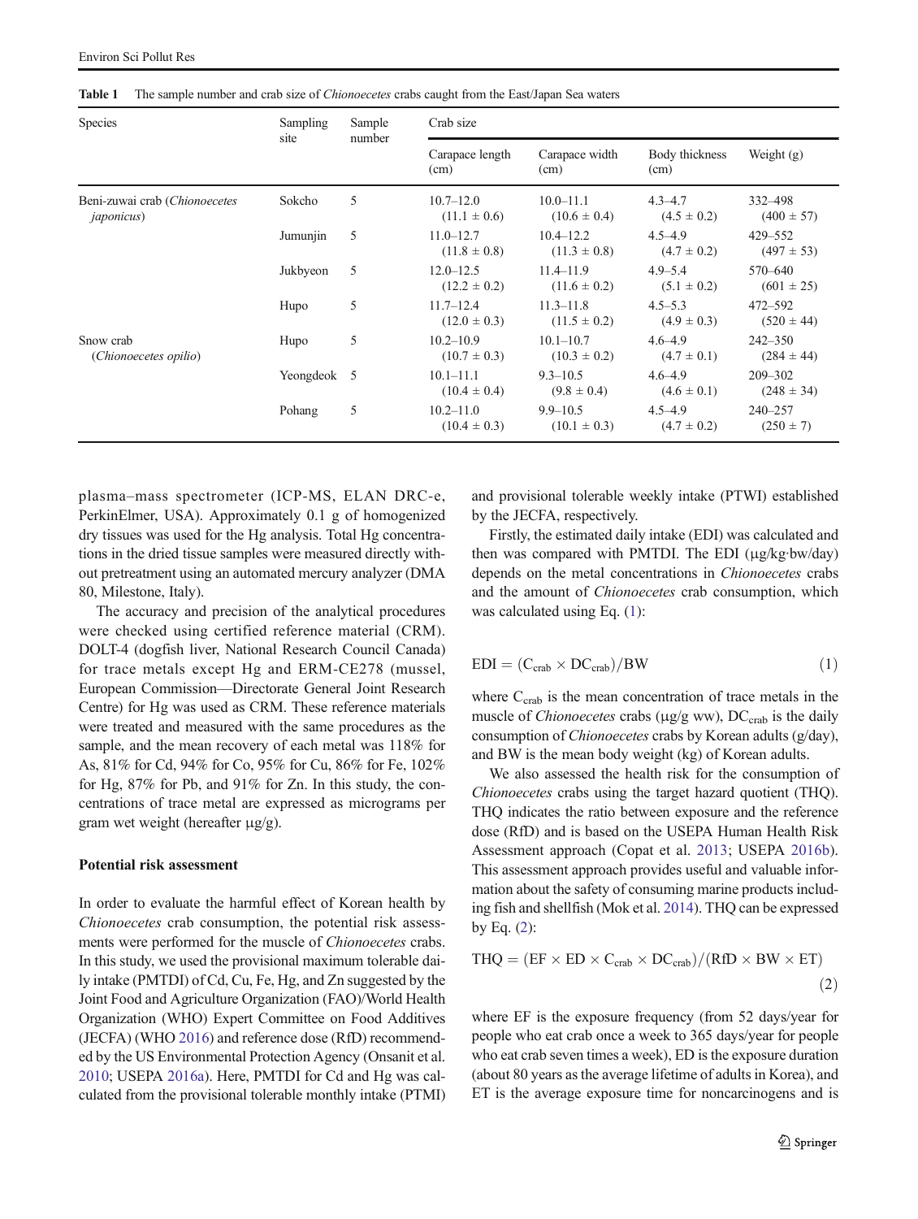**Table 1** The sample number and crab size of *Chionoecetes* crabs caught from the East/Japan Sea waters

| Species | Sampling site | Sample number | Crab size | | | |
|---|---|---|---|---|---|---|
| | | | Carapace length (cm) | Carapace width (cm) | Body thickness (cm) | Weight (g) |
| Beni-zuwai crab (*Chionoecetes japonicus*) | Sokcho | 5 | 10.7–12.0 (11.1 ± 0.6) | 10.0–11.1 (10.6 ± 0.4) | 4.3–4.7 (4.5 ± 0.2) | 332–498 (400 ± 57) |
| | Jumunjin | 5 | 11.0–12.7 (11.8 ± 0.8) | 10.4–12.2 (11.3 ± 0.8) | 4.5–4.9 (4.7 ± 0.2) | 429–552 (497 ± 53) |
| | Jukbyeon | 5 | 12.0–12.5 (12.2 ± 0.2) | 11.4–11.9 (11.6 ± 0.2) | 4.9–5.4 (5.1 ± 0.2) | 570–640 (601 ± 25) |
| | Hupo | 5 | 11.7–12.4 (12.0 ± 0.3) | 11.3–11.8 (11.5 ± 0.2) | 4.5–5.3 (4.9 ± 0.3) | 472–592 (520 ± 44) |
| Snow crab (*Chionoecetes opilio*) | Hupo | 5 | 10.2–10.9 (10.7 ± 0.3) | 10.1–10.7 (10.3 ± 0.2) | 4.6–4.9 (4.7 ± 0.1) | 242–350 (284 ± 44) |
| | Yeongdeok | 5 | 10.1–11.1 (10.4 ± 0.4) | 9.3–10.5 (9.8 ± 0.4) | 4.6–4.9 (4.6 ± 0.1) | 209–302 (248 ± 34) |
| | Pohang | 5 | 10.2–11.0 (10.4 ± 0.3) | 9.9–10.5 (10.1 ± 0.3) | 4.5–4.9 (4.7 ± 0.2) | 240–257 (250 ± 7) |

plasma–mass spectrometer (ICP-MS, ELAN DRC-e, PerkinElmer, USA). Approximately 0.1 g of homogenized dry tissues was used for the Hg analysis. Total Hg concentrations in the dried tissue samples were measured directly without pretreatment using an automated mercury analyzer (DMA 80, Milestone, Italy).

The accuracy and precision of the analytical procedures were checked using certified reference material (CRM). DOLT-4 (dogfish liver, National Research Council Canada) for trace metals except Hg and ERM-CE278 (mussel, European Commission—Directorate General Joint Research Centre) for Hg was used as CRM. These reference materials were treated and measured with the same procedures as the sample, and the mean recovery of each metal was 118% for As, 81% for Cd, 94% for Co, 95% for Cu, 86% for Fe, 102% for Hg, 87% for Pb, and 91% for Zn. In this study, the concentrations of trace metal are expressed as micrograms per gram wet weight (hereafter μg/g).

## Potential risk assessment

In order to evaluate the harmful effect of Korean health by *Chionoecetes* crab consumption, the potential risk assessments were performed for the muscle of *Chionoecetes* crabs. In this study, we used the provisional maximum tolerable daily intake (PMTDI) of Cd, Cu, Fe, Hg, and Zn suggested by the Joint Food and Agriculture Organization (FAO)/World Health Organization (WHO) Expert Committee on Food Additives (JECFA) (WHO 2016) and reference dose (RfD) recommended by the US Environmental Protection Agency (Onsanit et al. 2010; USEPA 2016a). Here, PMTDI for Cd and Hg was calculated from the provisional tolerable monthly intake (PTMI) and provisional tolerable weekly intake (PTWI) established by the JECFA, respectively.

Firstly, the estimated daily intake (EDI) was calculated and then was compared with PMTDI. The EDI (μg/kg·bw/day) depends on the metal concentrations in *Chionoecetes* crabs and the amount of *Chionoecetes* crab consumption, which was calculated using Eq. (1):

$$\mathrm{EDI} = (\mathrm{C_{crab}} \times \mathrm{DC_{crab}})/\mathrm{BW} \tag{1}$$

where $\mathrm{C_{crab}}$ is the mean concentration of trace metals in the muscle of *Chionoecetes* crabs (μg/g ww), $\mathrm{DC_{crab}}$ is the daily consumption of *Chionoecetes* crabs by Korean adults (g/day), and BW is the mean body weight (kg) of Korean adults.

We also assessed the health risk for the consumption of *Chionoecetes* crabs using the target hazard quotient (THQ). THQ indicates the ratio between exposure and the reference dose (RfD) and is based on the USEPA Human Health Risk Assessment approach (Copat et al. 2013; USEPA 2016b). This assessment approach provides useful and valuable information about the safety of consuming marine products including fish and shellfish (Mok et al. 2014). THQ can be expressed by Eq. (2):

$$\mathrm{THQ} = (\mathrm{EF} \times \mathrm{ED} \times \mathrm{C_{crab}} \times \mathrm{DC_{crab}})/(\mathrm{RfD} \times \mathrm{BW} \times \mathrm{ET}) \tag{2}$$

where EF is the exposure frequency (from 52 days/year for people who eat crab once a week to 365 days/year for people who eat crab seven times a week), ED is the exposure duration (about 80 years as the average lifetime of adults in Korea), and ET is the average exposure time for noncarcinogens and is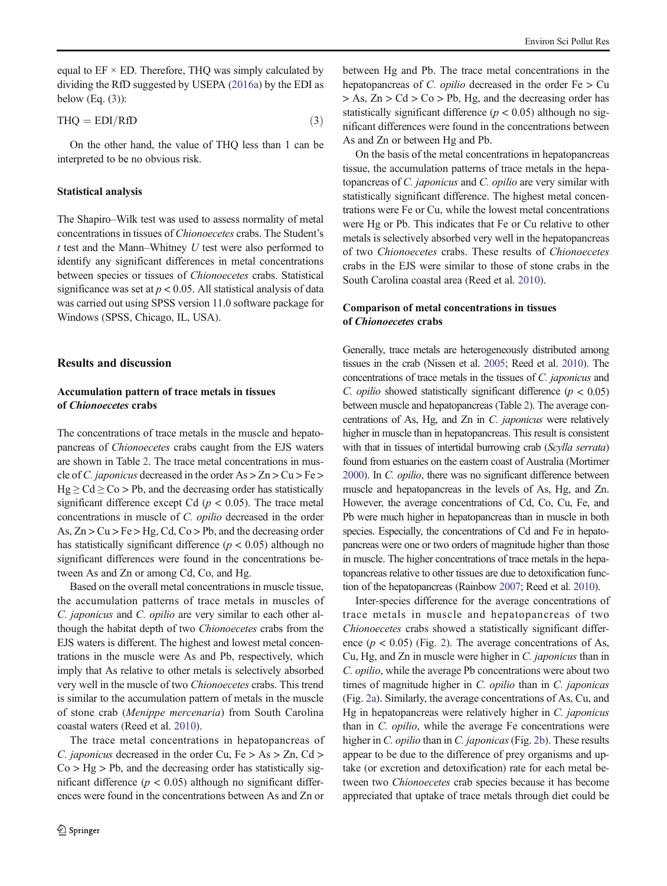equal to EF × ED. Therefore, THQ was simply calculated by dividing the RfD suggested by USEPA (2016a) by the EDI as below (Eq. (3)):

$$\mathrm{THQ} = \mathrm{EDI}/\mathrm{RfD} \tag{3}$$

On the other hand, the value of THQ less than 1 can be interpreted to be no obvious risk.

### Statistical analysis

The Shapiro–Wilk test was used to assess normality of metal concentrations in tissues of *Chionoecetes* crabs. The Student's *t* test and the Mann–Whitney *U* test were also performed to identify any significant differences in metal concentrations between species or tissues of *Chionoecetes* crabs. Statistical significance was set at $p < 0.05$. All statistical analysis of data was carried out using SPSS version 11.0 software package for Windows (SPSS, Chicago, IL, USA).

## Results and discussion

### Accumulation pattern of trace metals in tissues of *Chionoecetes* crabs

The concentrations of trace metals in the muscle and hepatopancreas of *Chionoecetes* crabs caught from the EJS waters are shown in Table 2. The trace metal concentrations in muscle of *C. japonicus* decreased in the order As > Zn > Cu > Fe > Hg ≥ Cd ≥ Co > Pb, and the decreasing order has statistically significant difference except Cd ($p < 0.05$). The trace metal concentrations in muscle of *C. opilio* decreased in the order As, Zn > Cu > Fe > Hg, Cd, Co > Pb, and the decreasing order has statistically significant difference ($p < 0.05$) although no significant differences were found in the concentrations between As and Zn or among Cd, Co, and Hg.

Based on the overall metal concentrations in muscle tissue, the accumulation patterns of trace metals in muscles of *C. japonicus* and *C. opilio* are very similar to each other although the habitat depth of two *Chionoecetes* crabs from the EJS waters is different. The highest and lowest metal concentrations in the muscle were As and Pb, respectively, which imply that As relative to other metals is selectively absorbed very well in the muscle of two *Chionoecetes* crabs. This trend is similar to the accumulation pattern of metals in the muscle of stone crab (*Menippe mercenaria*) from South Carolina coastal waters (Reed et al. 2010).

The trace metal concentrations in hepatopancreas of *C. japonicus* decreased in the order Cu, Fe > As > Zn, Cd > Co > Hg > Pb, and the decreasing order has statistically significant difference ($p < 0.05$) although no significant differences were found in the concentrations between As and Zn or between Hg and Pb. The trace metal concentrations in the hepatopancreas of *C. opilio* decreased in the order Fe > Cu > As, Zn > Cd > Co > Pb, Hg, and the decreasing order has statistically significant difference ($p < 0.05$) although no significant differences were found in the concentrations between As and Zn or between Hg and Pb.

On the basis of the metal concentrations in hepatopancreas tissue, the accumulation patterns of trace metals in the hepatopancreas of *C. japonicus* and *C. opilio* are very similar with statistically significant difference. The highest metal concentrations were Fe or Cu, while the lowest metal concentrations were Hg or Pb. This indicates that Fe or Cu relative to other metals is selectively absorbed very well in the hepatopancreas of two *Chionoecetes* crabs. These results of *Chionoecetes* crabs in the EJS were similar to those of stone crabs in the South Carolina coastal area (Reed et al. 2010).

### Comparison of metal concentrations in tissues of *Chionoecetes* crabs

Generally, trace metals are heterogeneously distributed among tissues in the crab (Nissen et al. 2005; Reed et al. 2010). The concentrations of trace metals in the tissues of *C. japonicus* and *C. opilio* showed statistically significant difference ($p < 0.05$) between muscle and hepatopancreas (Table 2). The average concentrations of As, Hg, and Zn in *C. japonicus* were relatively higher in muscle than in hepatopancreas. This result is consistent with that in tissues of intertidal burrowing crab (*Scylla serrata*) found from estuaries on the eastern coast of Australia (Mortimer 2000). In *C. opilio*, there was no significant difference between muscle and hepatopancreas in the levels of As, Hg, and Zn. However, the average concentrations of Cd, Co, Cu, Fe, and Pb were much higher in hepatopancreas than in muscle in both species. Especially, the concentrations of Cd and Fe in hepatopancreas were one or two orders of magnitude higher than those in muscle. The higher concentrations of trace metals in the hepatopancreas relative to other tissues are due to detoxification function of the hepatopancreas (Rainbow 2007; Reed et al. 2010).

Inter-species difference for the average concentrations of trace metals in muscle and hepatopancreas of two *Chionoecetes* crabs showed a statistically significant difference ($p < 0.05$) (Fig. 2). The average concentrations of As, Cu, Hg, and Zn in muscle were higher in *C. japonicus* than in *C. opilio*, while the average Pb concentrations were about two times of magnitude higher in *C. opilio* than in *C. japonicas* (Fig. 2a). Similarly, the average concentrations of As, Cu, and Hg in hepatopancreas were relatively higher in *C. japonicus* than in *C. opilio*, while the average Fe concentrations were higher in *C. opilio* than in *C. japonicas* (Fig. 2b). These results appear to be due to the difference of prey organisms and uptake (or excretion and detoxification) rate for each metal between two *Chionoecetes* crab species because it has become appreciated that uptake of trace metals through diet could be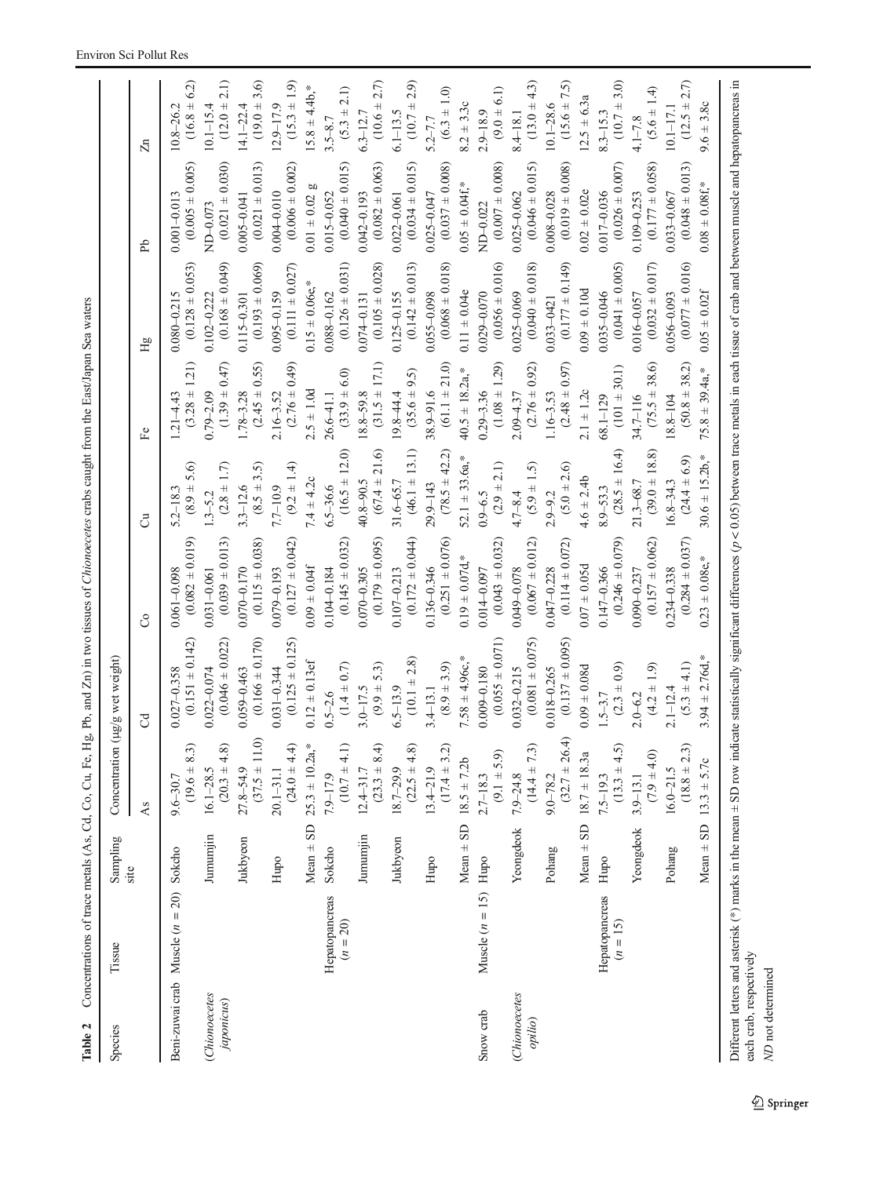**Table 2** Concentrations of trace metals (As, Cd, Co, Cu, Fe, Hg, Pb, and Zn) in two tissues of *Chionoecetes* crabs caught from the East/Japan Sea waters

| Species | Tissue | Sampling site | Concentration (μg/g wet weight) | | | | | | | |
|---|---|---|---|---|---|---|---|---|---|---|
| | | | As | Cd | Co | Cu | Fe | Hg | Pb | Zn |
| Beni-zuwai crab (*Chionoecetes japonicus*) | Muscle (*n* = 20) | Sokcho | 9.6–30.7 (19.6 ± 8.3) | 0.027–0.358 (0.151 ± 0.142) | 0.061–0.098 (0.082 ± 0.019) | 5.2–18.3 (8.9 ± 5.6) | 1.21–4.43 (3.28 ± 1.21) | 0.080–0.215 (0.128 ± 0.053) | 0.001–0.013 (0.005 ± 0.005) | 10.8–26.2 (16.8 ± 6.2) |
| | | Jumunjin | 16.1–28.5 (20.3 ± 4.8) | 0.022–0.074 (0.046 ± 0.022) | 0.031–0.061 (0.039 ± 0.013) | 1.3–5.2 (2.8 ± 1.7) | 0.79–2.09 (1.39 ± 0.47) | 0.102–0.222 (0.168 ± 0.049) | ND–0.073 (0.021 ± 0.030) | 10.1–15.4 (12.0 ± 2.1) |
| | | Jukbyeon | 27.8–54.9 (37.5 ± 11.0) | 0.059–0.463 (0.166 ± 0.170) | 0.070–0.170 (0.115 ± 0.038) | 3.3–12.6 (8.5 ± 3.5) | 1.78–3.28 (2.45 ± 0.55) | 0.115–0.301 (0.193 ± 0.069) | 0.005–0.041 (0.021 ± 0.013) | 14.1–22.4 (19.0 ± 3.6) |
| | | Hupo | 20.1–31.1 (24.0 ± 4.4) | 0.031–0.344 (0.125 ± 0.125) | 0.079–0.193 (0.127 ± 0.042) | 7.7–10.9 (9.2 ± 1.4) | 2.16–3.52 (2.76 ± 0.49) | 0.095–0.159 (0.111 ± 0.027) | 0.004–0.010 (0.006 ± 0.002) | 12.9–17.9 (15.3 ± 1.9) |
| | | Mean ± SD | 25.3 ± 10.2a,* | 0.12 ± 0.13ef | 0.09 ± 0.04f | 7.4 ± 4.2c | 2.5 ± 1.0d | 0.15 ± 0.06e,* | 0.01 ± 0.02 g | 15.8 ± 4.4b,* |
| | Hepatopancreas (*n* = 20) | Sokcho | 7.9–17.9 (10.7 ± 4.1) | 0.5–2.6 (1.4 ± 0.7) | 0.104–0.184 (0.145 ± 0.032) | 6.5–36.6 (16.5 ± 12.0) | 26.6–41.1 (33.9 ± 6.0) | 0.088–0.162 (0.126 ± 0.031) | 0.015–0.052 (0.040 ± 0.015) | 3.5–8.7 (5.3 ± 2.1) |
| | | Jumunjin | 12.4–31.7 (23.3 ± 8.4) | 3.0–17.5 (9.9 ± 5.3) | 0.070–0.305 (0.179 ± 0.095) | 40.8–90.5 (67.4 ± 21.6) | 18.8–59.8 (31.5 ± 17.1) | 0.074–0.131 (0.105 ± 0.028) | 0.042–0.193 (0.082 ± 0.063) | 6.3–12.7 (10.6 ± 2.7) |
| | | Jukbyeon | 18.7–29.9 (22.5 ± 4.8) | 6.5–13.9 (10.1 ± 2.8) | 0.107–0.213 (0.172 ± 0.044) | 31.6–65.7 (46.1 ± 13.1) | 19.8–44.4 (35.6 ± 9.5) | 0.125–0.155 (0.142 ± 0.013) | 0.022–0.061 (0.034 ± 0.015) | 6.1–13.5 (10.7 ± 2.9) |
| | | Hupo | 13.4–21.9 (17.4 ± 3.2) | 3.4–13.1 (8.9 ± 3.9) | 0.136–0.346 (0.251 ± 0.076) | 29.9–143 (78.5 ± 42.2) | 38.9–91.6 (61.1 ± 21.0) | 0.055–0.098 (0.068 ± 0.018) | 0.025–0.047 (0.037 ± 0.008) | 5.2–7.7 (6.3 ± 1.0) |
| | | Mean ± SD | 18.5 ± 7.2b | 7.58 ± 4.96c,* | 0.19 ± 0.07d,* | 52.1 ± 33.6a,* | 40.5 ± 18.2a,* | 0.11 ± 0.04e | 0.05 ± 0.04f,* | 8.2 ± 3.3c |
| Snow crab (*Chionoecetes opilio*) | Muscle (*n* = 15) | Hupo | 2.7–18.3 (9.1 ± 5.9) | 0.009–0.180 (0.055 ± 0.071) | 0.014–0.097 (0.043 ± 0.032) | 0.9–6.5 (2.9 ± 2.1) | 0.29–3.36 (1.08 ± 1.29) | 0.029–0.070 (0.056 ± 0.016) | ND–0.022 (0.007 ± 0.008) | 2.9–18.9 (9.0 ± 6.1) |
| | | Yeongdeok | 7.9–24.8 (14.4 ± 7.3) | 0.032–0.215 (0.081 ± 0.075) | 0.049–0.078 (0.067 ± 0.012) | 4.7–8.4 (5.9 ± 1.5) | 2.09–4.37 (2.76 ± 0.92) | 0.025–0.069 (0.040 ± 0.018) | 0.025–0.062 (0.046 ± 0.015) | 8.4–18.1 (13.0 ± 4.3) |
| | | Pohang | 9.0–78.2 (32.7 ± 26.4) | 0.018–0.265 (0.137 ± 0.095) | 0.047–0.228 (0.114 ± 0.072) | 2.9–9.2 (5.0 ± 2.6) | 1.16–3.53 (2.48 ± 0.97) | 0.033–0421 (0.177 ± 0.149) | 0.008–0.028 (0.019 ± 0.008) | 10.1–28.6 (15.6 ± 7.5) |
| | | Mean ± SD | 18.7 ± 18.3a | 0.09 ± 0.08d | 0.07 ± 0.05d | 4.6 ± 2.4b | 2.1 ± 1.2c | 0.09 ± 0.10d | 0.02 ± 0.02e | 12.5 ± 6.3a |
| | Hepatopancreas (*n* = 15) | Hupo | 7.5–19.3 (13.3 ± 4.5) | 1.5–3.7 (2.3 ± 0.9) | 0.147–0.366 (0.246 ± 0.079) | 8.9–53.3 (28.5 ± 16.4) | 68.1–129 (101 ± 30.1) | 0.035–0.046 (0.041 ± 0.005) | 0.017–0.036 (0.026 ± 0.007) | 8.3–15.3 (10.7 ± 3.0) |
| | | Yeongdeok | 3.9–13.1 (7.9 ± 4.0) | 2.0–6.2 (4.2 ± 1.9) | 0.090–0.237 (0.157 ± 0.062) | 21.3–68.7 (39.0 ± 18.8) | 34.7–116 (75.5 ± 38.6) | 0.016–0.057 (0.032 ± 0.017) | 0.109–0.253 (0.177 ± 0.058) | 4.1–7.8 (5.6 ± 1.4) |
| | | Pohang | 16.0–21.5 (18.8 ± 2.3) | 2.1–12.4 (5.3 ± 4.1) | 0.234–0.338 (0.284 ± 0.037) | 16.8–34.3 (24.4 ± 6.9) | 18.8–104 (50.8 ± 38.2) | 0.056–0.093 (0.077 ± 0.016) | 0.033–0.067 (0.048 ± 0.013) | 10.1–17.1 (12.5 ± 2.7) |
| | | Mean ± SD | 13.3 ± 5.7c | 3.94 ± 2.76d,* | 0.23 ± 0.08e,* | 30.6 ± 15.2b,* | 75.8 ± 39.4a,* | 0.05 ± 0.02f | 0.08 ± 0.08f,* | 9.6 ± 3.8c |

Different letters and asterisk (*) marks in the mean ± SD row indicate statistically significant differences ($p < 0.05$) between trace metals in each tissue of crab and between muscle and hepatopancreas in each crab, respectively

*ND* not determined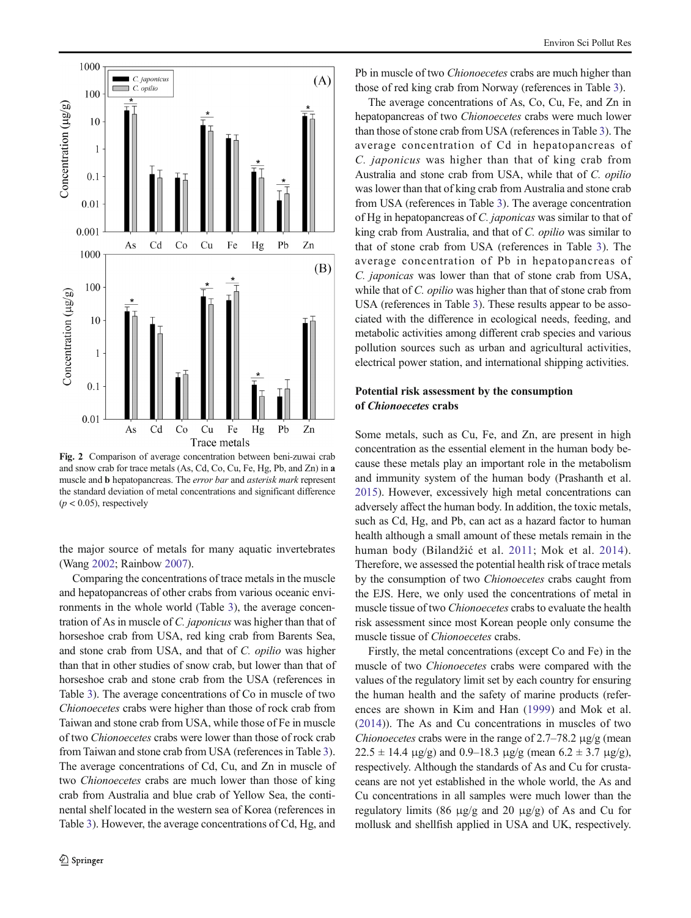Fig. 2 Comparison of average concentration between beni-zuwai crab and snow crab for trace metals (As, Cd, Co, Cu, Fe, Hg, Pb, and Zn) in **a** muscle and **b** hepatopancreas. The *error bar* and *asterisk mark* represent the standard deviation of metal concentrations and significant difference ($p < 0.05$), respectively

the major source of metals for many aquatic invertebrates (Wang 2002; Rainbow 2007).

Comparing the concentrations of trace metals in the muscle and hepatopancreas of other crabs from various oceanic environments in the whole world (Table 3), the average concentration of As in muscle of *C. japonicus* was higher than that of horseshoe crab from USA, red king crab from Barents Sea, and stone crab from USA, and that of *C. opilio* was higher than that in other studies of snow crab, but lower than that of horseshoe crab and stone crab from the USA (references in Table 3). The average concentrations of Co in muscle of two *Chionoecetes* crabs were higher than those of rock crab from Taiwan and stone crab from USA, while those of Fe in muscle of two *Chionoecetes* crabs were lower than those of rock crab from Taiwan and stone crab from USA (references in Table 3). The average concentrations of Cd, Cu, and Zn in muscle of two *Chionoecetes* crabs are much lower than those of king crab from Australia and blue crab of Yellow Sea, the continental shelf located in the western sea of Korea (references in Table 3). However, the average concentrations of Cd, Hg, and Pb in muscle of two *Chionoecetes* crabs are much higher than those of red king crab from Norway (references in Table 3).

The average concentrations of As, Co, Cu, Fe, and Zn in hepatopancreas of two *Chionoecetes* crabs were much lower than those of stone crab from USA (references in Table 3). The average concentration of Cd in hepatopancreas of *C. japonicus* was higher than that of king crab from Australia and stone crab from USA, while that of *C. opilio* was lower than that of king crab from Australia and stone crab from USA (references in Table 3). The average concentration of Hg in hepatopancreas of *C. japonicas* was similar to that of king crab from Australia, and that of *C. opilio* was similar to that of stone crab from USA (references in Table 3). The average concentration of Pb in hepatopancreas of *C. japonicas* was lower than that of stone crab from USA, while that of *C. opilio* was higher than that of stone crab from USA (references in Table 3). These results appear to be associated with the difference in ecological needs, feeding, and metabolic activities among different crab species and various pollution sources such as urban and agricultural activities, electrical power station, and international shipping activities.

### Potential risk assessment by the consumption of *Chionoecetes* crabs

Some metals, such as Cu, Fe, and Zn, are present in high concentration as the essential element in the human body because these metals play an important role in the metabolism and immunity system of the human body (Prashanth et al. 2015). However, excessively high metal concentrations can adversely affect the human body. In addition, the toxic metals, such as Cd, Hg, and Pb, can act as a hazard factor to human health although a small amount of these metals remain in the human body (Bilandžić et al. 2011; Mok et al. 2014). Therefore, we assessed the potential health risk of trace metals by the consumption of two *Chionoecetes* crabs caught from the EJS. Here, we only used the concentrations of metal in muscle tissue of two *Chionoecetes* crabs to evaluate the health risk assessment since most Korean people only consume the muscle tissue of *Chionoecetes* crabs.

Firstly, the metal concentrations (except Co and Fe) in the muscle of two *Chionoecetes* crabs were compared with the values of the regulatory limit set by each country for ensuring the human health and the safety of marine products (references are shown in Kim and Han (1999) and Mok et al. (2014)). The As and Cu concentrations in muscles of two *Chionoecetes* crabs were in the range of 2.7–78.2 μg/g (mean 22.5 ± 14.4 μg/g) and 0.9–18.3 μg/g (mean 6.2 ± 3.7 μg/g), respectively. Although the standards of As and Cu for crustaceans are not yet established in the whole world, the As and Cu concentrations in all samples were much lower than the regulatory limits (86 μg/g and 20 μg/g) of As and Cu for mollusk and shellfish applied in USA and UK, respectively.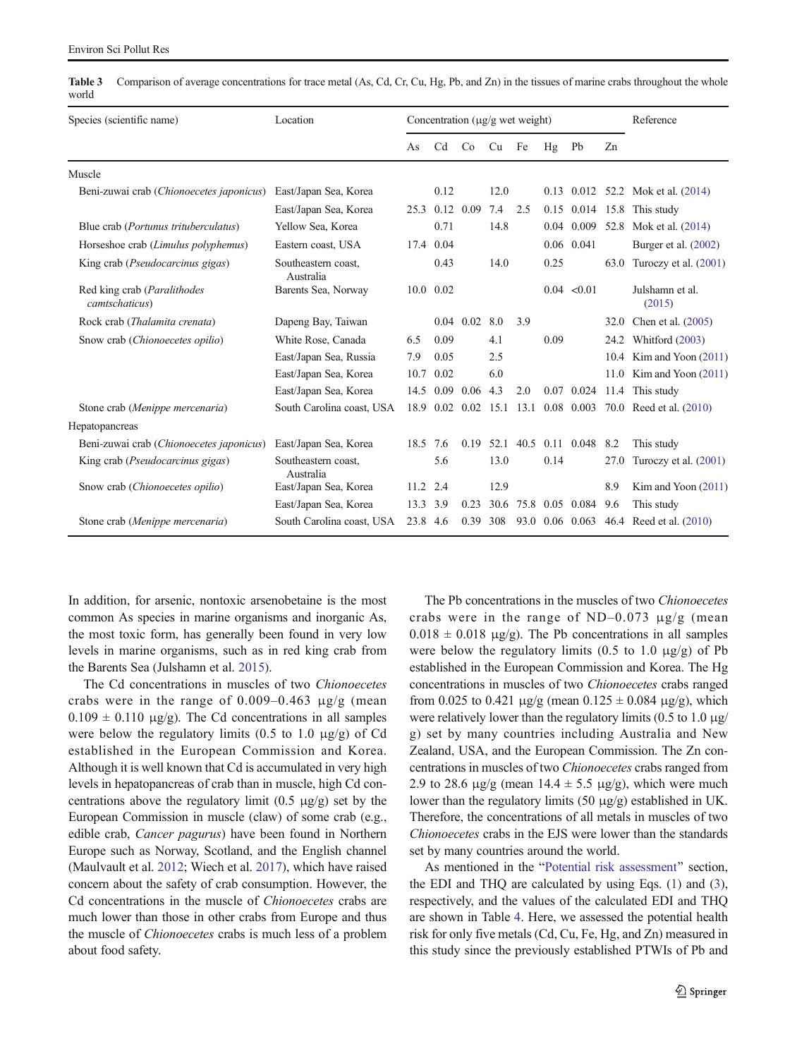**Table 3** Comparison of average concentrations for trace metal (As, Cd, Cr, Cu, Hg, Pb, and Zn) in the tissues of marine crabs throughout the whole world

| Species (scientific name) | Location | Concentration (μg/g wet weight) | | | | | | | | Reference |
|---|---|---|---|---|---|---|---|---|---|---|
| | | As | Cd | Co | Cu | Fe | Hg | Pb | Zn | |
| Muscle | | | | | | | | | | |
| Beni-zuwai crab (*Chionoecetes japonicus*) | East/Japan Sea, Korea | | 0.12 | | 12.0 | | 0.13 | 0.012 | 52.2 | Mok et al. (2014) |
| | East/Japan Sea, Korea | 25.3 | 0.12 | 0.09 | 7.4 | 2.5 | 0.15 | 0.014 | 15.8 | This study |
| Blue crab (*Portunus trituberculatus*) | Yellow Sea, Korea | | 0.71 | | 14.8 | | 0.04 | 0.009 | 52.8 | Mok et al. (2014) |
| Horseshoe crab (*Limulus polyphemus*) | Eastern coast, USA | 17.4 | 0.04 | | | | 0.06 | 0.041 | | Burger et al. (2002) |
| King crab (*Pseudocarcinus gigas*) | Southeastern coast, Australia | | 0.43 | | 14.0 | | 0.25 | | 63.0 | Turoczy et al. (2001) |
| Red king crab (*Paralithodes camtschaticus*) | Barents Sea, Norway | 10.0 | 0.02 | | | | 0.04 | <0.01 | | Julshamn et al. (2015) |
| Rock crab (*Thalamita crenata*) | Dapeng Bay, Taiwan | | 0.04 | 0.02 | 8.0 | 3.9 | | | 32.0 | Chen et al. (2005) |
| Snow crab (*Chionoecetes opilio*) | White Rose, Canada | 6.5 | 0.09 | | 4.1 | | 0.09 | | 24.2 | Whitford (2003) |
| | East/Japan Sea, Russia | 7.9 | 0.05 | | 2.5 | | | | 10.4 | Kim and Yoon (2011) |
| | East/Japan Sea, Korea | 10.7 | 0.02 | | 6.0 | | | | 11.0 | Kim and Yoon (2011) |
| | East/Japan Sea, Korea | 14.5 | 0.09 | 0.06 | 4.3 | 2.0 | 0.07 | 0.024 | 11.4 | This study |
| Stone crab (*Menippe mercenaria*) | South Carolina coast, USA | 18.9 | 0.02 | 0.02 | 15.1 | 13.1 | 0.08 | 0.003 | 70.0 | Reed et al. (2010) |
| Hepatopancreas | | | | | | | | | | |
| Beni-zuwai crab (*Chionoecetes japonicus*) | East/Japan Sea, Korea | 18.5 | 7.6 | 0.19 | 52.1 | 40.5 | 0.11 | 0.048 | 8.2 | This study |
| King crab (*Pseudocarcinus gigas*) | Southeastern coast, Australia | | 5.6 | | 13.0 | | 0.14 | | 27.0 | Turoczy et al. (2001) |
| Snow crab (*Chionoecetes opilio*) | East/Japan Sea, Korea | 11.2 | 2.4 | | 12.9 | | | | 8.9 | Kim and Yoon (2011) |
| | East/Japan Sea, Korea | 13.3 | 3.9 | 0.23 | 30.6 | 75.8 | 0.05 | 0.084 | 9.6 | This study |
| Stone crab (*Menippe mercenaria*) | South Carolina coast, USA | 23.8 | 4.6 | 0.39 | 308 | 93.0 | 0.06 | 0.063 | 46.4 | Reed et al. (2010) |

In addition, for arsenic, nontoxic arsenobetaine is the most common As species in marine organisms and inorganic As, the most toxic form, has generally been found in very low levels in marine organisms, such as in red king crab from the Barents Sea (Julshamn et al. 2015).

The Cd concentrations in muscles of two *Chionoecetes* crabs were in the range of 0.009–0.463 μg/g (mean 0.109 ± 0.110 μg/g). The Cd concentrations in all samples were below the regulatory limits (0.5 to 1.0 μg/g) of Cd established in the European Commission and Korea. Although it is well known that Cd is accumulated in very high levels in hepatopancreas of crab than in muscle, high Cd concentrations above the regulatory limit (0.5 μg/g) set by the European Commission in muscle (claw) of some crab (e.g., edible crab, *Cancer pagurus*) have been found in Northern Europe such as Norway, Scotland, and the English channel (Maulvault et al. 2012; Wiech et al. 2017), which have raised concern about the safety of crab consumption. However, the Cd concentrations in the muscle of *Chionoecetes* crabs are much lower than those in other crabs from Europe and thus the muscle of *Chionoecetes* crabs is much less of a problem about food safety.

The Pb concentrations in the muscles of two *Chionoecetes* crabs were in the range of ND–0.073 μg/g (mean 0.018 ± 0.018 μg/g). The Pb concentrations in all samples were below the regulatory limits (0.5 to 1.0 μg/g) of Pb established in the European Commission and Korea. The Hg concentrations in muscles of two *Chionoecetes* crabs ranged from 0.025 to 0.421 μg/g (mean 0.125 ± 0.084 μg/g), which were relatively lower than the regulatory limits (0.5 to 1.0 μg/g) set by many countries including Australia and New Zealand, USA, and the European Commission. The Zn concentrations in muscles of two *Chionoecetes* crabs ranged from 2.9 to 28.6 μg/g (mean 14.4 ± 5.5 μg/g), which were much lower than the regulatory limits (50 μg/g) established in UK. Therefore, the concentrations of all metals in muscles of two *Chionoecetes* crabs in the EJS were lower than the standards set by many countries around the world.

As mentioned in the "Potential risk assessment" section, the EDI and THQ are calculated by using Eqs. (1) and (3), respectively, and the values of the calculated EDI and THQ are shown in Table 4. Here, we assessed the potential health risk for only five metals (Cd, Cu, Fe, Hg, and Zn) measured in this study since the previously established PTWIs of Pb and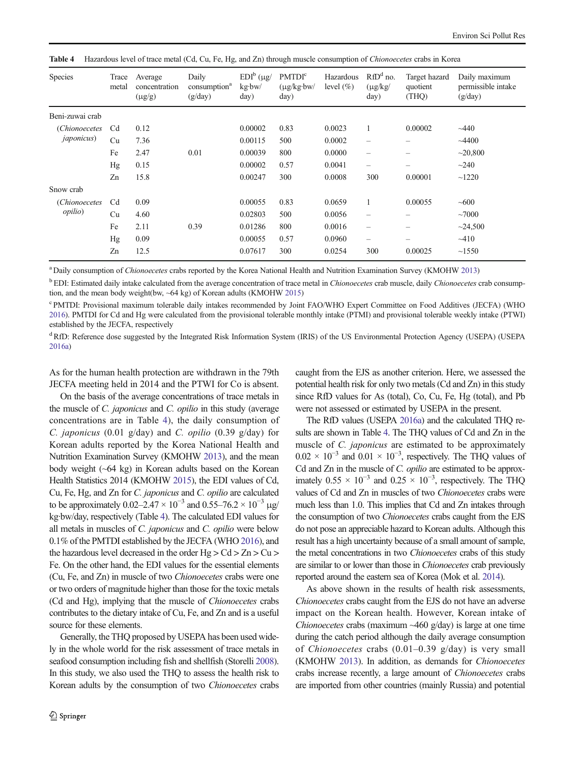**Table 4** Hazardous level of trace metal (Cd, Cu, Fe, Hg, and Zn) through muscle consumption of *Chionoecetes* crabs in Korea

| Species | Trace metal | Average concentration (μg/g) | Daily consumption[a] (g/day) | EDI[b] (μg/kg·bw/day) | PMTDI[c] (μg/kg·bw/day) | Hazardous level (%) | RfD[d] no. (μg/kg/day) | Target hazard quotient (THQ) | Daily maximum permissible intake (g/day) |
|---|---|---|---|---|---|---|---|---|---|
| Beni-zuwai crab | | | | | | | | | |
| (*Chionoecetes japonicus*) | Cd | 0.12 | | 0.00002 | 0.83 | 0.0023 | 1 | 0.00002 | ~440 |
| | Cu | 7.36 | | 0.00115 | 500 | 0.0002 | – | – | ~4400 |
| | Fe | 2.47 | 0.01 | 0.00039 | 800 | 0.0000 | – | – | ~20,800 |
| | Hg | 0.15 | | 0.00002 | 0.57 | 0.0041 | – | – | ~240 |
| | Zn | 15.8 | | 0.00247 | 300 | 0.0008 | 300 | 0.00001 | ~1220 |
| Snow crab | | | | | | | | | |
| (*Chionoecetes opilio*) | Cd | 0.09 | | 0.00055 | 0.83 | 0.0659 | 1 | 0.00055 | ~600 |
| | Cu | 4.60 | | 0.02803 | 500 | 0.0056 | – | – | ~7000 |
| | Fe | 2.11 | 0.39 | 0.01286 | 800 | 0.0016 | – | – | ~24,500 |
| | Hg | 0.09 | | 0.00055 | 0.57 | 0.0960 | – | – | ~410 |
| | Zn | 12.5 | | 0.07617 | 300 | 0.0254 | 300 | 0.00025 | ~1550 |

[a] Daily consumption of *Chionoecetes* crabs reported by the Korea National Health and Nutrition Examination Survey (KMOHW 2013)

[b] EDI: Estimated daily intake calculated from the average concentration of trace metal in *Chionoecetes* crab muscle, daily *Chionoecetes* crab consumption, and the mean body weight(bw, ~64 kg) of Korean adults (KMOHW 2015)

[c] PMTDI: Provisional maximum tolerable daily intakes recommended by Joint FAO/WHO Expert Committee on Food Additives (JECFA) (WHO 2016). PMTDI for Cd and Hg were calculated from the provisional tolerable monthly intake (PTMI) and provisional tolerable weekly intake (PTWI) established by the JECFA, respectively

[d] RfD: Reference dose suggested by the Integrated Risk Information System (IRIS) of the US Environmental Protection Agency (USEPA) (USEPA 2016a)

As for the human health protection are withdrawn in the 79th JECFA meeting held in 2014 and the PTWI for Co is absent.

On the basis of the average concentrations of trace metals in the muscle of *C. japonicus* and *C. opilio* in this study (average concentrations are in Table 4), the daily consumption of *C. japonicus* (0.01 g/day) and *C. opilio* (0.39 g/day) for Korean adults reported by the Korea National Health and Nutrition Examination Survey (KMOHW 2013), and the mean body weight (~64 kg) in Korean adults based on the Korean Health Statistics 2014 (KMOHW 2015), the EDI values of Cd, Cu, Fe, Hg, and Zn for *C. japonicus* and *C. opilio* are calculated to be approximately $0.02–2.47 \times 10^{-3}$ and $0.55–76.2 \times 10^{-3}$ μg/kg·bw/day, respectively (Table 4). The calculated EDI values for all metals in muscles of *C. japonicus* and *C. opilio* were below 0.1% of the PMTDI established by the JECFA (WHO 2016), and the hazardous level decreased in the order Hg > Cd > Zn > Cu > Fe. On the other hand, the EDI values for the essential elements (Cu, Fe, and Zn) in muscle of two *Chionoecetes* crabs were one or two orders of magnitude higher than those for the toxic metals (Cd and Hg), implying that the muscle of *Chionoecetes* crabs contributes to the dietary intake of Cu, Fe, and Zn and is a useful source for these elements.

Generally, the THQ proposed by USEPA has been used widely in the whole world for the risk assessment of trace metals in seafood consumption including fish and shellfish (Storelli 2008). In this study, we also used the THQ to assess the health risk to Korean adults by the consumption of two *Chionoecetes* crabs caught from the EJS as another criterion. Here, we assessed the potential health risk for only two metals (Cd and Zn) in this study since RfD values for As (total), Co, Cu, Fe, Hg (total), and Pb were not assessed or estimated by USEPA in the present.

The RfD values (USEPA 2016a) and the calculated THQ results are shown in Table 4. The THQ values of Cd and Zn in the muscle of *C. japonicus* are estimated to be approximately $0.02 \times 10^{-3}$ and $0.01 \times 10^{-3}$, respectively. The THQ values of Cd and Zn in the muscle of *C. opilio* are estimated to be approximately $0.55 \times 10^{-3}$ and $0.25 \times 10^{-3}$, respectively. The THQ values of Cd and Zn in muscles of two *Chionoecetes* crabs were much less than 1.0. This implies that Cd and Zn intakes through the consumption of two *Chionoecetes* crabs caught from the EJS do not pose an appreciable hazard to Korean adults. Although this result has a high uncertainty because of a small amount of sample, the metal concentrations in two *Chionoecetes* crabs of this study are similar to or lower than those in *Chionoecetes* crab previously reported around the eastern sea of Korea (Mok et al. 2014).

As above shown in the results of health risk assessments, *Chionoecetes* crabs caught from the EJS do not have an adverse impact on the Korean health. However, Korean intake of *Chionoecetes* crabs (maximum ~460 g/day) is large at one time during the catch period although the daily average consumption of *Chionoecetes* crabs (0.01–0.39 g/day) is very small (KMOHW 2013). In addition, as demands for *Chionoecetes* crabs increase recently, a large amount of *Chionoecetes* crabs are imported from other countries (mainly Russia) and potential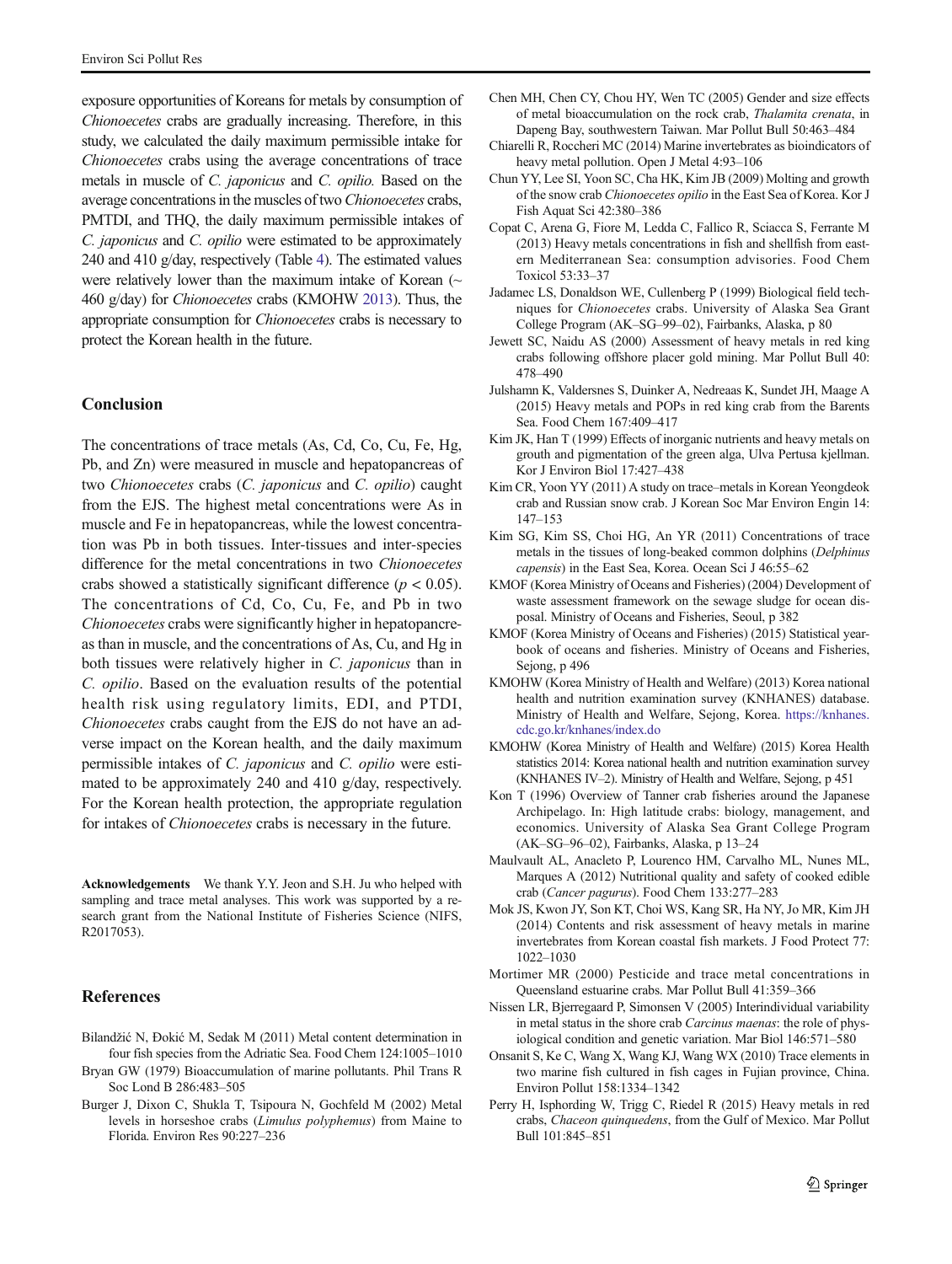exposure opportunities of Koreans for metals by consumption of *Chionoecetes* crabs are gradually increasing. Therefore, in this study, we calculated the daily maximum permissible intake for *Chionoecetes* crabs using the average concentrations of trace metals in muscle of *C. japonicus* and *C. opilio.* Based on the average concentrations in the muscles of two *Chionoecetes* crabs, PMTDI, and THQ, the daily maximum permissible intakes of *C. japonicus* and *C. opilio* were estimated to be approximately 240 and 410 g/day, respectively (Table 4). The estimated values were relatively lower than the maximum intake of Korean (~ 460 g/day) for *Chionoecetes* crabs (KMOHW 2013). Thus, the appropriate consumption for *Chionoecetes* crabs is necessary to protect the Korean health in the future.

## Conclusion

The concentrations of trace metals (As, Cd, Co, Cu, Fe, Hg, Pb, and Zn) were measured in muscle and hepatopancreas of two *Chionoecetes* crabs (*C. japonicus* and *C. opilio*) caught from the EJS. The highest metal concentrations were As in muscle and Fe in hepatopancreas, while the lowest concentration was Pb in both tissues. Inter-tissues and inter-species difference for the metal concentrations in two *Chionoecetes* crabs showed a statistically significant difference ($p < 0.05$). The concentrations of Cd, Co, Cu, Fe, and Pb in two *Chionoecetes* crabs were significantly higher in hepatopancreas than in muscle, and the concentrations of As, Cu, and Hg in both tissues were relatively higher in *C. japonicus* than in *C. opilio*. Based on the evaluation results of the potential health risk using regulatory limits, EDI, and PTDI, *Chionoecetes* crabs caught from the EJS do not have an adverse impact on the Korean health, and the daily maximum permissible intakes of *C. japonicus* and *C. opilio* were estimated to be approximately 240 and 410 g/day, respectively. For the Korean health protection, the appropriate regulation for intakes of *Chionoecetes* crabs is necessary in the future.

**Acknowledgements** We thank Y.Y. Jeon and S.H. Ju who helped with sampling and trace metal analyses. This work was supported by a research grant from the National Institute of Fisheries Science (NIFS, R2017053).

## References

Bilandžić N, Đokić M, Sedak M (2011) Metal content determination in four fish species from the Adriatic Sea. Food Chem 124:1005–1010

Bryan GW (1979) Bioaccumulation of marine pollutants. Phil Trans R Soc Lond B 286:483–505

Burger J, Dixon C, Shukla T, Tsipoura N, Gochfeld M (2002) Metal levels in horseshoe crabs (*Limulus polyphemus*) from Maine to Florida. Environ Res 90:227–236

Chen MH, Chen CY, Chou HY, Wen TC (2005) Gender and size effects of metal bioaccumulation on the rock crab, *Thalamita crenata*, in Dapeng Bay, southwestern Taiwan. Mar Pollut Bull 50:463–484

Chiarelli R, Roccheri MC (2014) Marine invertebrates as bioindicators of heavy metal pollution. Open J Metal 4:93–106

Chun YY, Lee SI, Yoon SC, Cha HK, Kim JB (2009) Molting and growth of the snow crab *Chionoecetes opilio* in the East Sea of Korea. Kor J Fish Aquat Sci 42:380–386

Copat C, Arena G, Fiore M, Ledda C, Fallico R, Sciacca S, Ferrante M (2013) Heavy metals concentrations in fish and shellfish from eastern Mediterranean Sea: consumption advisories. Food Chem Toxicol 53:33–37

Jadamec LS, Donaldson WE, Cullenberg P (1999) Biological field techniques for *Chionoecetes* crabs. University of Alaska Sea Grant College Program (AK–SG–99–02), Fairbanks, Alaska, p 80

Jewett SC, Naidu AS (2000) Assessment of heavy metals in red king crabs following offshore placer gold mining. Mar Pollut Bull 40: 478–490

Julshamn K, Valdersnes S, Duinker A, Nedreaas K, Sundet JH, Maage A (2015) Heavy metals and POPs in red king crab from the Barents Sea. Food Chem 167:409–417

Kim JK, Han T (1999) Effects of inorganic nutrients and heavy metals on grouth and pigmentation of the green alga, Ulva Pertusa kjellman. Kor J Environ Biol 17:427–438

Kim CR, Yoon YY (2011) A study on trace–metals in Korean Yeongdeok crab and Russian snow crab. J Korean Soc Mar Environ Engin 14: 147–153

Kim SG, Kim SS, Choi HG, An YR (2011) Concentrations of trace metals in the tissues of long-beaked common dolphins (*Delphinus capensis*) in the East Sea, Korea. Ocean Sci J 46:55–62

KMOF (Korea Ministry of Oceans and Fisheries) (2004) Development of waste assessment framework on the sewage sludge for ocean disposal. Ministry of Oceans and Fisheries, Seoul, p 382

KMOF (Korea Ministry of Oceans and Fisheries) (2015) Statistical yearbook of oceans and fisheries. Ministry of Oceans and Fisheries, Sejong, p 496

KMOHW (Korea Ministry of Health and Welfare) (2013) Korea national health and nutrition examination survey (KNHANES) database. Ministry of Health and Welfare, Sejong, Korea. https://knhanes.cdc.go.kr/knhanes/index.do

KMOHW (Korea Ministry of Health and Welfare) (2015) Korea Health statistics 2014: Korea national health and nutrition examination survey (KNHANES IV–2). Ministry of Health and Welfare, Sejong, p 451

Kon T (1996) Overview of Tanner crab fisheries around the Japanese Archipelago. In: High latitude crabs: biology, management, and economics. University of Alaska Sea Grant College Program (AK–SG–96–02), Fairbanks, Alaska, p 13–24

Maulvault AL, Anacleto P, Lourenco HM, Carvalho ML, Nunes ML, Marques A (2012) Nutritional quality and safety of cooked edible crab (*Cancer pagurus*). Food Chem 133:277–283

Mok JS, Kwon JY, Son KT, Choi WS, Kang SR, Ha NY, Jo MR, Kim JH (2014) Contents and risk assessment of heavy metals in marine invertebrates from Korean coastal fish markets. J Food Protect 77: 1022–1030

Mortimer MR (2000) Pesticide and trace metal concentrations in Queensland estuarine crabs. Mar Pollut Bull 41:359–366

Nissen LR, Bjerregaard P, Simonsen V (2005) Interindividual variability in metal status in the shore crab *Carcinus maenas*: the role of physiological condition and genetic variation. Mar Biol 146:571–580

Onsanit S, Ke C, Wang X, Wang KJ, Wang WX (2010) Trace elements in two marine fish cultured in fish cages in Fujian province, China. Environ Pollut 158:1334–1342

Perry H, Isphording W, Trigg C, Riedel R (2015) Heavy metals in red crabs, *Chaceon quinquedens*, from the Gulf of Mexico. Mar Pollut Bull 101:845–851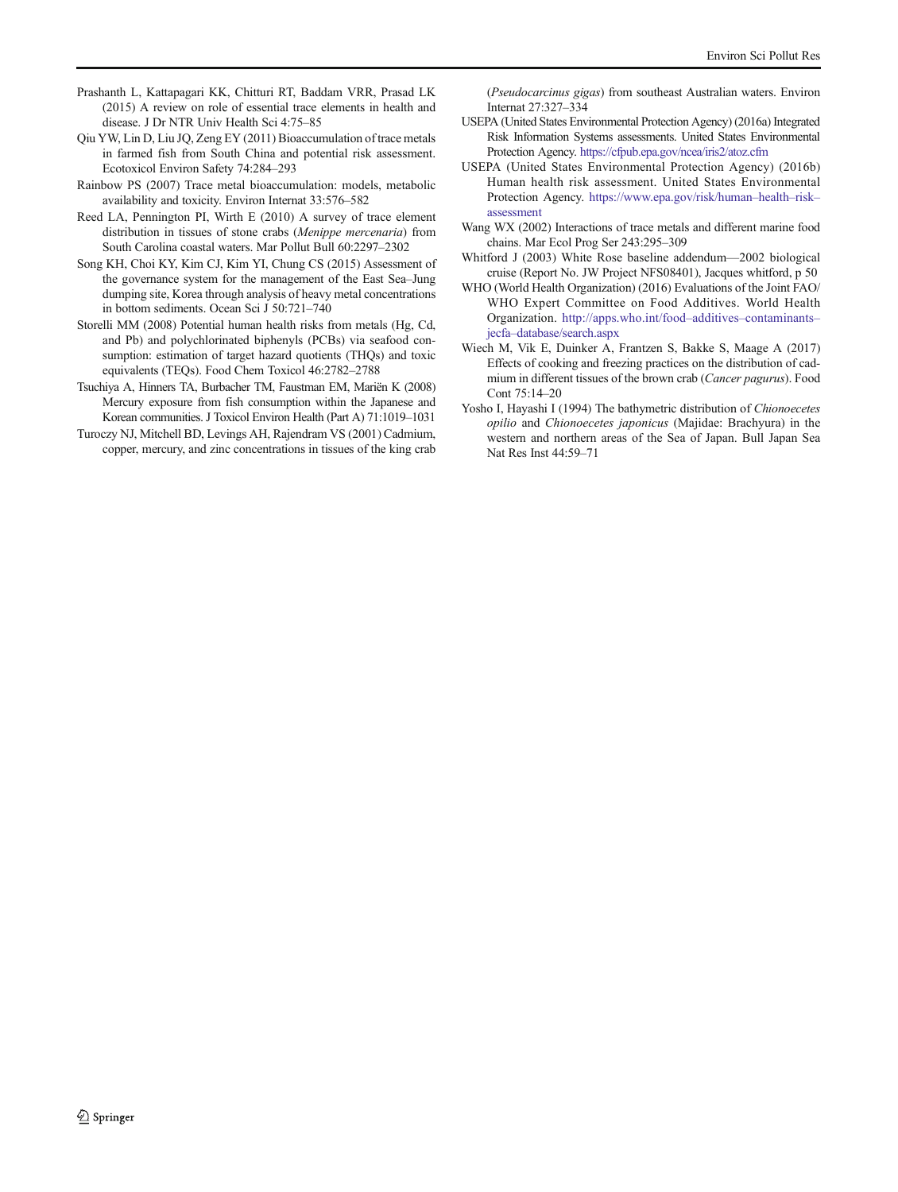Prashanth L, Kattapagari KK, Chitturi RT, Baddam VRR, Prasad LK (2015) A review on role of essential trace elements in health and disease. J Dr NTR Univ Health Sci 4:75–85

Qiu YW, Lin D, Liu JQ, Zeng EY (2011) Bioaccumulation of trace metals in farmed fish from South China and potential risk assessment. Ecotoxicol Environ Safety 74:284–293

Rainbow PS (2007) Trace metal bioaccumulation: models, metabolic availability and toxicity. Environ Internat 33:576–582

Reed LA, Pennington PI, Wirth E (2010) A survey of trace element distribution in tissues of stone crabs (*Menippe mercenaria*) from South Carolina coastal waters. Mar Pollut Bull 60:2297–2302

Song KH, Choi KY, Kim CJ, Kim YI, Chung CS (2015) Assessment of the governance system for the management of the East Sea–Jung dumping site, Korea through analysis of heavy metal concentrations in bottom sediments. Ocean Sci J 50:721–740

Storelli MM (2008) Potential human health risks from metals (Hg, Cd, and Pb) and polychlorinated biphenyls (PCBs) via seafood consumption: estimation of target hazard quotients (THQs) and toxic equivalents (TEQs). Food Chem Toxicol 46:2782–2788

Tsuchiya A, Hinners TA, Burbacher TM, Faustman EM, Mariën K (2008) Mercury exposure from fish consumption within the Japanese and Korean communities. J Toxicol Environ Health (Part A) 71:1019–1031

Turoczy NJ, Mitchell BD, Levings AH, Rajendram VS (2001) Cadmium, copper, mercury, and zinc concentrations in tissues of the king crab (*Pseudocarcinus gigas*) from southeast Australian waters. Environ Internat 27:327–334

USEPA (United States Environmental Protection Agency) (2016a) Integrated Risk Information Systems assessments. United States Environmental Protection Agency. https://cfpub.epa.gov/ncea/iris2/atoz.cfm

USEPA (United States Environmental Protection Agency) (2016b) Human health risk assessment. United States Environmental Protection Agency. https://www.epa.gov/risk/human–health–risk–assessment

Wang WX (2002) Interactions of trace metals and different marine food chains. Mar Ecol Prog Ser 243:295–309

Whitford J (2003) White Rose baseline addendum—2002 biological cruise (Report No. JW Project NFS08401), Jacques whitford, p 50

WHO (World Health Organization) (2016) Evaluations of the Joint FAO/WHO Expert Committee on Food Additives. World Health Organization. http://apps.who.int/food–additives–contaminants–jecfa–database/search.aspx

Wiech M, Vik E, Duinker A, Frantzen S, Bakke S, Maage A (2017) Effects of cooking and freezing practices on the distribution of cadmium in different tissues of the brown crab (*Cancer pagurus*). Food Cont 75:14–20

Yosho I, Hayashi I (1994) The bathymetric distribution of *Chionoecetes opilio* and *Chionoecetes japonicus* (Majidae: Brachyura) in the western and northern areas of the Sea of Japan. Bull Japan Sea Nat Res Inst 44:59–71